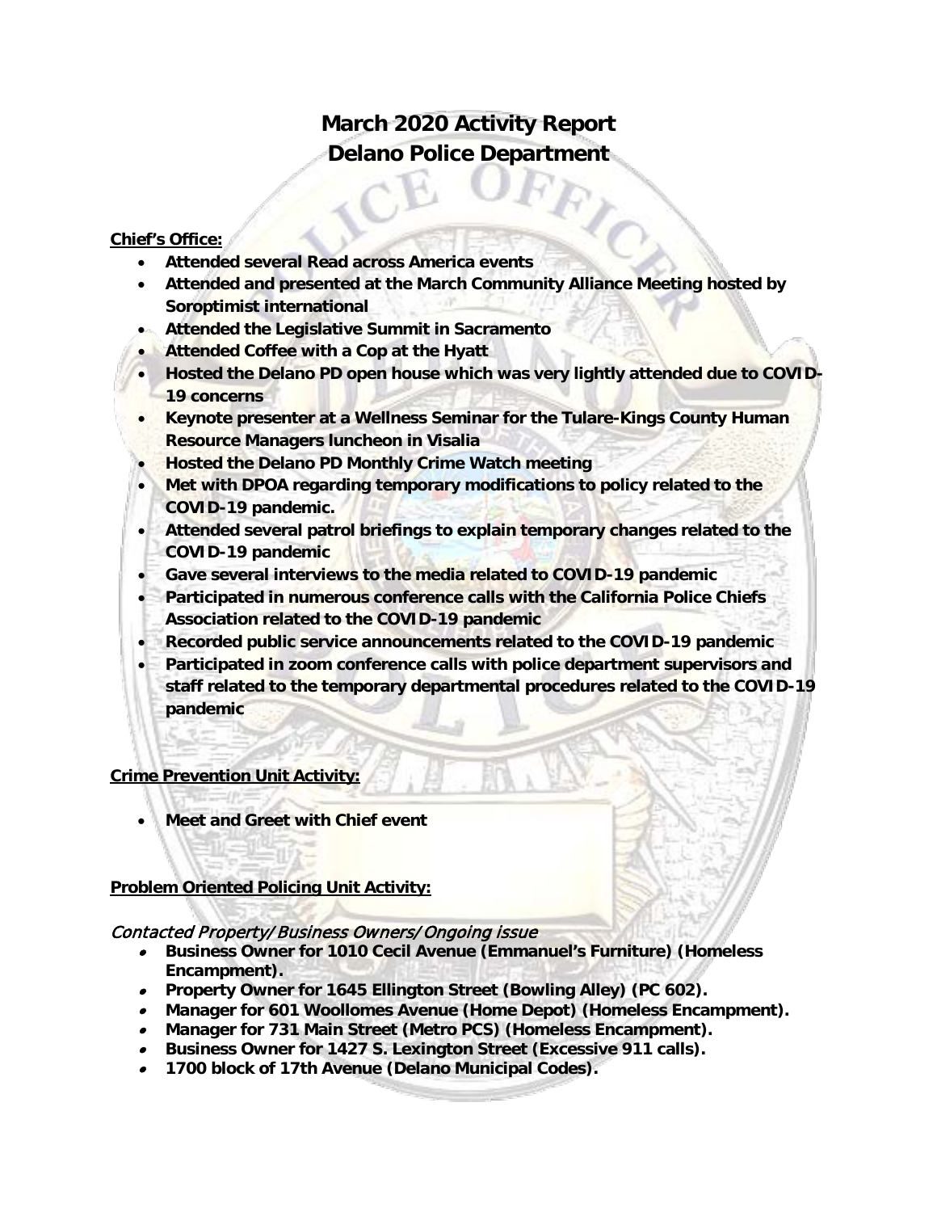# March 2020 Activity Report
# Delano Police Department

**Chief's Office:**

- **Attended several Read across America events**
- **Attended and presented at the March Community Alliance Meeting hosted by Soroptimist international**
- **Attended the Legislative Summit in Sacramento**
- **Attended Coffee with a Cop at the Hyatt**
- **Hosted the Delano PD open house which was very lightly attended due to COVID-19 concerns**
- **Keynote presenter at a Wellness Seminar for the Tulare-Kings County Human Resource Managers luncheon in Visalia**
- **Hosted the Delano PD Monthly Crime Watch meeting**
- **Met with DPOA regarding temporary modifications to policy related to the COVID-19 pandemic.**
- **Attended several patrol briefings to explain temporary changes related to the COVID-19 pandemic**
- **Gave several interviews to the media related to COVID-19 pandemic**
- **Participated in numerous conference calls with the California Police Chiefs Association related to the COVID-19 pandemic**
- **Recorded public service announcements related to the COVID-19 pandemic**
- **Participated in zoom conference calls with police department supervisors and staff related to the temporary departmental procedures related to the COVID-19 pandemic**

**Crime Prevention Unit Activity:**

- **Meet and Greet with Chief event**

**Problem Oriented Policing Unit Activity:**

*Contacted Property/Business Owners/Ongoing issue*

- **Business Owner for 1010 Cecil Avenue (Emmanuel's Furniture) (Homeless Encampment).**
- **Property Owner for 1645 Ellington Street (Bowling Alley) (PC 602).**
- **Manager for 601 Woollomes Avenue (Home Depot) (Homeless Encampment).**
- **Manager for 731 Main Street (Metro PCS) (Homeless Encampment).**
- **Business Owner for 1427 S. Lexington Street (Excessive 911 calls).**
- **1700 block of 17th Avenue (Delano Municipal Codes).**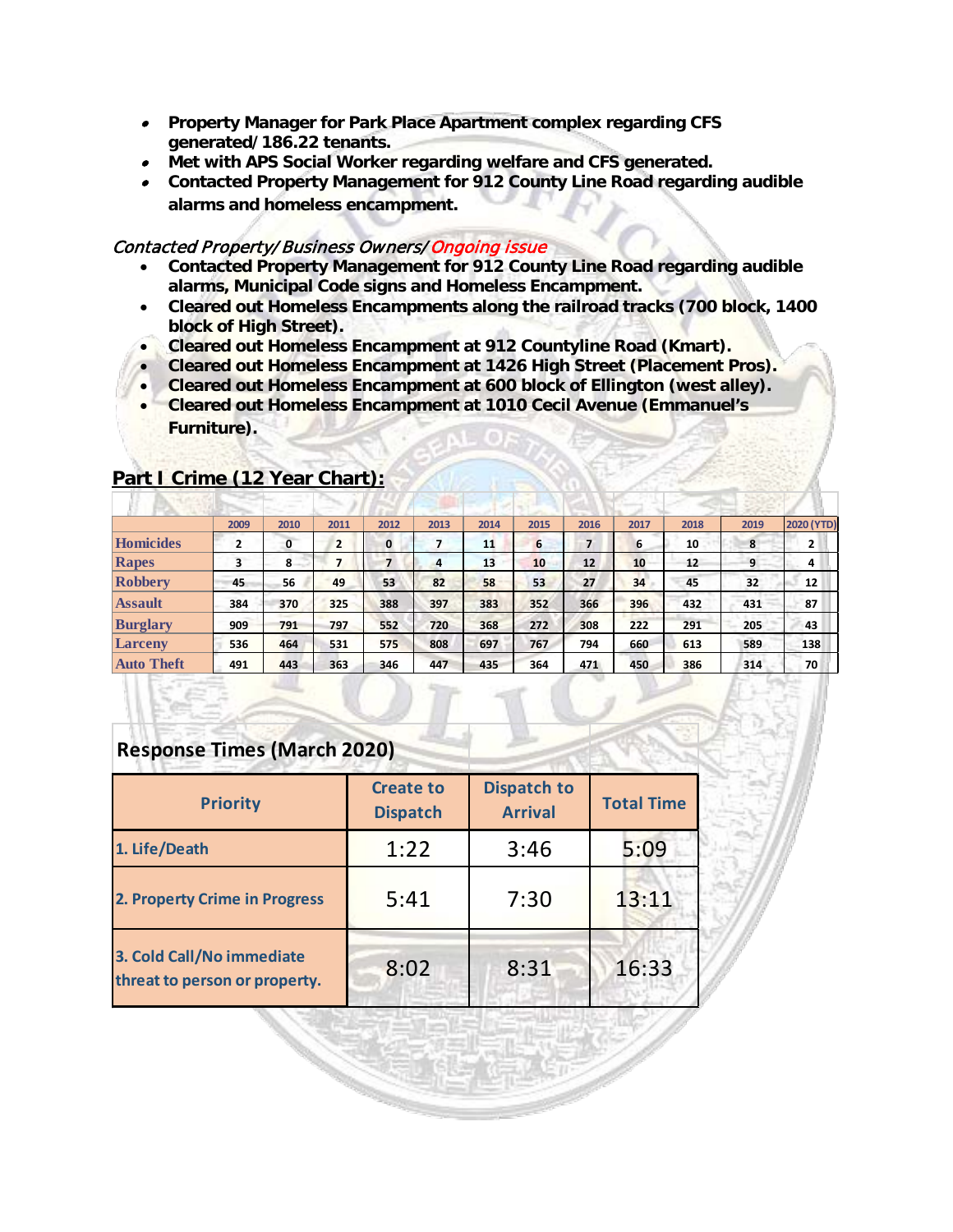- **Property Manager for Park Place Apartment complex regarding CFS generated/ 186.22 tenants.**
- **Met with APS Social Worker regarding welfare and CFS generated.**
- **Contacted Property Management for 912 County Line Road regarding audible alarms and homeless encampment.**

*Contacted Property/ Business Owners/ Ongoing issue*

- **Contacted Property Management for 912 County Line Road regarding audible alarms, Municipal Code signs and Homeless Encampment.**
- **Cleared out Homeless Encampments along the railroad tracks (700 block, 1400 block of High Street).**
- **Cleared out Homeless Encampment at 912 Countyline Road (Kmart).**
- **Cleared out Homeless Encampment at 1426 High Street (Placement Pros).**
- **Cleared out Homeless Encampment at 600 block of Ellington (west alley).**
- **Cleared out Homeless Encampment at 1010 Cecil Avenue (Emmanuel's Furniture).**

## Part I Crime (12 Year Chart):

| | 2009 | 2010 | 2011 | 2012 | 2013 | 2014 | 2015 | 2016 | 2017 | 2018 | 2019 | 2020 (YTD) |
|---|---|---|---|---|---|---|---|---|---|---|---|---|
| Homicides | 2 | 0 | 2 | 0 | 7 | 11 | 6 | 7 | 6 | 10 | 8 | 2 |
| Rapes | 3 | 8 | 7 | 7 | 4 | 13 | 10 | 12 | 10 | 12 | 9 | 4 |
| Robbery | 45 | 56 | 49 | 53 | 82 | 58 | 53 | 27 | 34 | 45 | 32 | 12 |
| Assault | 384 | 370 | 325 | 388 | 397 | 383 | 352 | 366 | 396 | 432 | 431 | 87 |
| Burglary | 909 | 791 | 797 | 552 | 720 | 368 | 272 | 308 | 222 | 291 | 205 | 43 |
| Larceny | 536 | 464 | 531 | 575 | 808 | 697 | 767 | 794 | 660 | 613 | 589 | 138 |
| Auto Theft | 491 | 443 | 363 | 346 | 447 | 435 | 364 | 471 | 450 | 386 | 314 | 70 |

## Response Times (March 2020)

| Priority | Create to Dispatch | Dispatch to Arrival | Total Time |
|---|---|---|---|
| 1. Life/Death | 1:22 | 3:46 | 5:09 |
| 2. Property Crime in Progress | 5:41 | 7:30 | 13:11 |
| 3. Cold Call/No immediate threat to person or property. | 8:02 | 8:31 | 16:33 |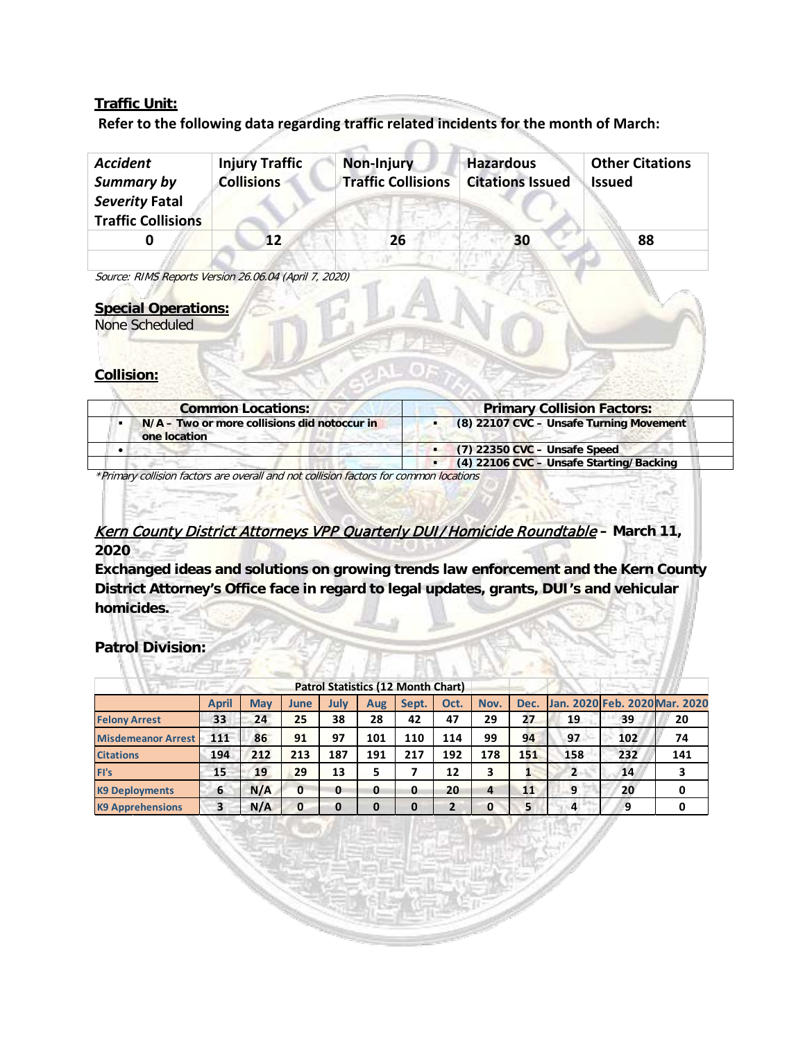**Traffic Unit:**

**Refer to the following data regarding traffic related incidents for the month of March:**

| *Accident Summary by Severity* Fatal Traffic Collisions | Injury Traffic Collisions | Non-Injury Traffic Collisions | Hazardous Citations Issued | Other Citations Issued |
|---|---|---|---|---|
| 0 | 12 | 26 | 30 | 88 |
| | | | | |

*Source: RIMS Reports Version 26.06.04 (April 7, 2020)*

**Special Operations:**

None Scheduled

**Collision:**

| Common Locations: | Primary Collision Factors: |
|---|---|
| ▪ N/A – Two or more collisions did notoccur in one location | ▪ (8) 22107 CVC – Unsafe Turning Movement |
| • | ▪ (7) 22350 CVC – Unsafe Speed |
| | ▪ (4) 22106 CVC – Unsafe Starting/Backing |

*\*Primary collision factors are overall and not collision factors for common locations*

***Kern County District Attorneys VPP Quarterly DUI/Homicide Roundtable*** **– March 11, 2020**

**Exchanged ideas and solutions on growing trends law enforcement and the Kern County District Attorney's Office face in regard to legal updates, grants, DUI's and vehicular homicides.**

**Patrol Division:**

| Patrol Statistics (12 Month Chart) | April | May | June | July | Aug | Sept. | Oct. | Nov. | Dec. | Jan. 2020 | Feb. 2020 | Mar. 2020 |
|---|---|---|---|---|---|---|---|---|---|---|---|---|
| Felony Arrest | 33 | 24 | 25 | 38 | 28 | 42 | 47 | 29 | 27 | 19 | 39 | 20 |
| Misdemeanor Arrest | 111 | 86 | 91 | 97 | 101 | 110 | 114 | 99 | 94 | 97 | 102 | 74 |
| Citations | 194 | 212 | 213 | 187 | 191 | 217 | 192 | 178 | 151 | 158 | 232 | 141 |
| FI's | 15 | 19 | 29 | 13 | 5 | 7 | 12 | 3 | 1 | 2 | 14 | 3 |
| K9 Deployments | 6 | N/A | 0 | 0 | 0 | 0 | 20 | 4 | 11 | 9 | 20 | 0 |
| K9 Apprehensions | 3 | N/A | 0 | 0 | 0 | 0 | 2 | 0 | 5 | 4 | 9 | 0 |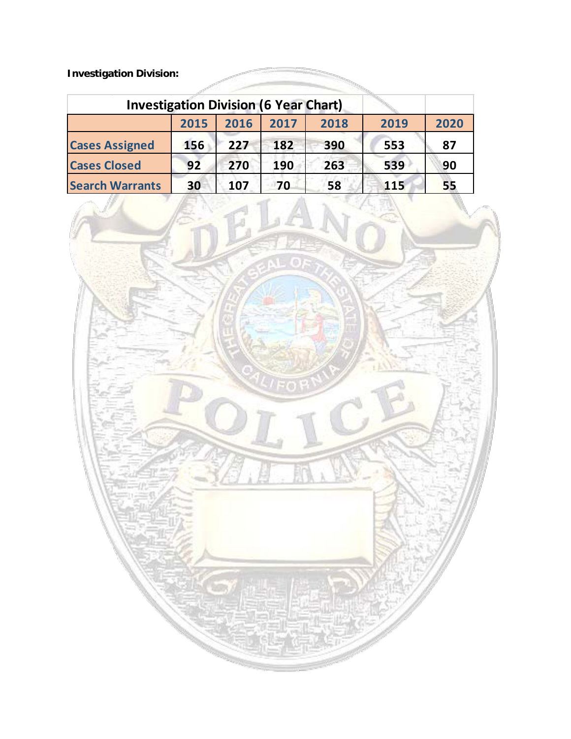**Investigation Division:**

| Investigation Division (6 Year Chart) | | | | | | |
|---|---|---|---|---|---|---|
| | 2015 | 2016 | 2017 | 2018 | 2019 | 2020 |
| Cases Assigned | 156 | 227 | 182 | 390 | 553 | 87 |
| Cases Closed | 92 | 270 | 190 | 263 | 539 | 90 |
| Search Warrants | 30 | 107 | 70 | 58 | 115 | 55 |